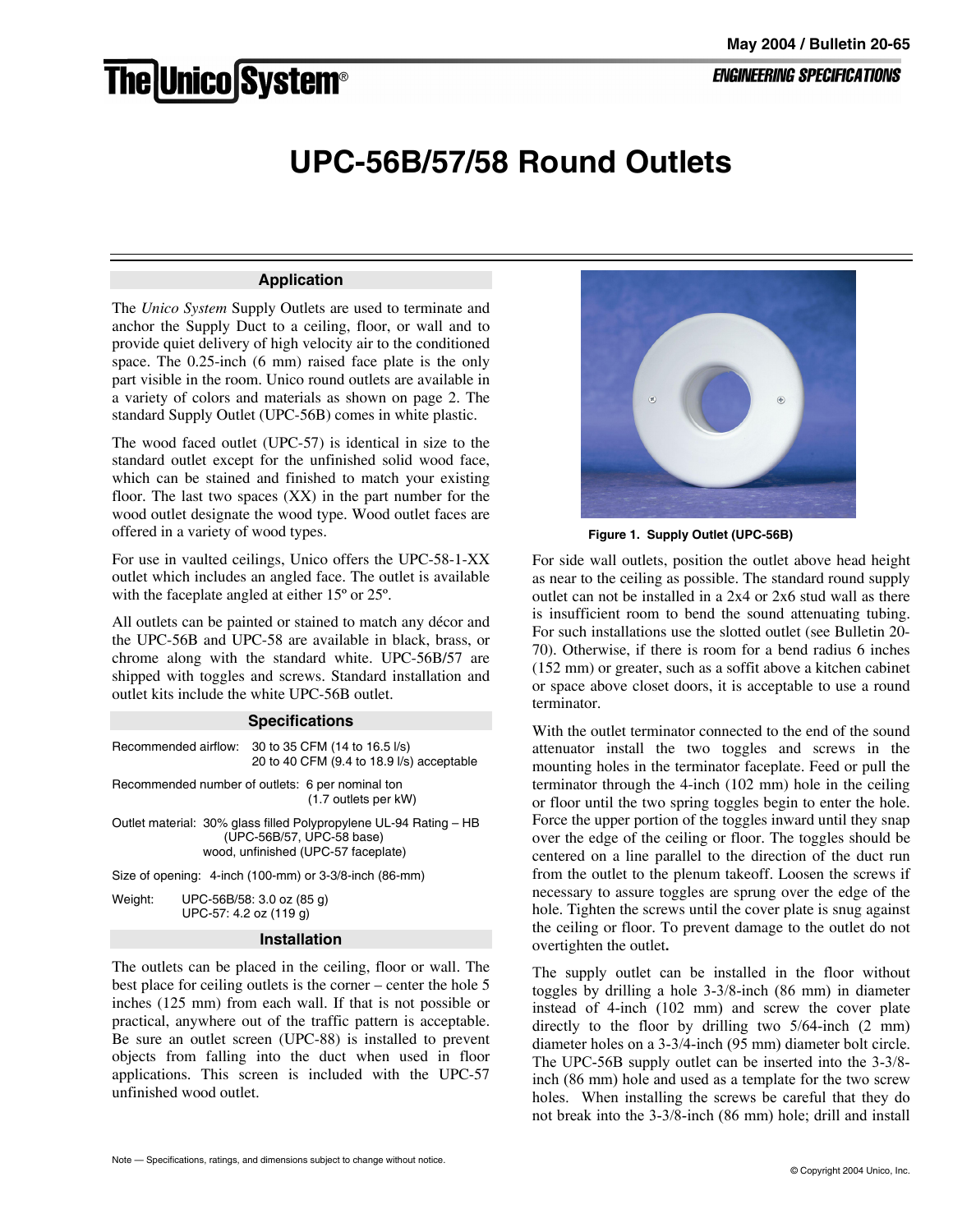# UPC-56B/57/58 Round Outlets

## Application

The *Unico System* Supply Outlets are used to terminate and anchor the Supply Duct to a ceiling, floor, or wall and to provide quiet delivery of high velocity air to the conditioned space. The 0.25-inch (6 mm) raised face plate is the only part visible in the room. Unico round outlets are available in a variety of colors and materials as shown on page 2. The standard Supply Outlet (UPC-56B) comes in white plastic.

The wood faced outlet (UPC-57) is identical in size to the standard outlet except for the unfinished solid wood face, which can be stained and finished to match your existing floor. The last two spaces (XX) in the part number for the wood outlet designate the wood type. Wood outlet faces are offered in a variety of wood types.

For use in vaulted ceilings, Unico offers the UPC-58-1-XX outlet which includes an angled face. The outlet is available with the faceplate angled at either 15º or 25º.

All outlets can be painted or stained to match any décor and the UPC-56B and UPC-58 are available in black, brass, or chrome along with the standard white. UPC-56B/57 are shipped with toggles and screws. Standard installation and outlet kits include the white UPC-56B outlet.

## Specifications

Recommended airflow: 30 to 35 CFM (14 to 16.5 l/s)
20 to 40 CFM (9.4 to 18.9 l/s) acceptable

Recommended number of outlets: 6 per nominal ton
(1.7 outlets per kW)

Outlet material: 30% glass filled Polypropylene UL-94 Rating – HB (UPC-56B/57, UPC-58 base)
wood, unfinished (UPC-57 faceplate)

Size of opening: 4-inch (100-mm) or 3-3/8-inch (86-mm)

Weight: UPC-56B/58: 3.0 oz (85 g)
UPC-57: 4.2 oz (119 g)

## Installation

The outlets can be placed in the ceiling, floor or wall. The best place for ceiling outlets is the corner – center the hole 5 inches (125 mm) from each wall. If that is not possible or practical, anywhere out of the traffic pattern is acceptable. Be sure an outlet screen (UPC-88) is installed to prevent objects from falling into the duct when used in floor applications. This screen is included with the UPC-57 unfinished wood outlet.

**Figure 1. Supply Outlet (UPC-56B)**

For side wall outlets, position the outlet above head height as near to the ceiling as possible. The standard round supply outlet can not be installed in a 2x4 or 2x6 stud wall as there is insufficient room to bend the sound attenuating tubing. For such installations use the slotted outlet (see Bulletin 20-70). Otherwise, if there is room for a bend radius 6 inches (152 mm) or greater, such as a soffit above a kitchen cabinet or space above closet doors, it is acceptable to use a round terminator.

With the outlet terminator connected to the end of the sound attenuator install the two toggles and screws in the mounting holes in the terminator faceplate. Feed or pull the terminator through the 4-inch (102 mm) hole in the ceiling or floor until the two spring toggles begin to enter the hole. Force the upper portion of the toggles inward until they snap over the edge of the ceiling or floor. The toggles should be centered on a line parallel to the direction of the duct run from the outlet to the plenum takeoff. Loosen the screws if necessary to assure toggles are sprung over the edge of the hole. Tighten the screws until the cover plate is snug against the ceiling or floor. To prevent damage to the outlet do not overtighten the outlet**.**

The supply outlet can be installed in the floor without toggles by drilling a hole 3-3/8-inch (86 mm) in diameter instead of 4-inch (102 mm) and screw the cover plate directly to the floor by drilling two 5/64-inch (2 mm) diameter holes on a 3-3/4-inch (95 mm) diameter bolt circle. The UPC-56B supply outlet can be inserted into the 3-3/8-inch (86 mm) hole and used as a template for the two screw holes. When installing the screws be careful that they do not break into the 3-3/8-inch (86 mm) hole; drill and install

Note — Specifications, ratings, and dimensions subject to change without notice.

© Copyright 2004 Unico, Inc.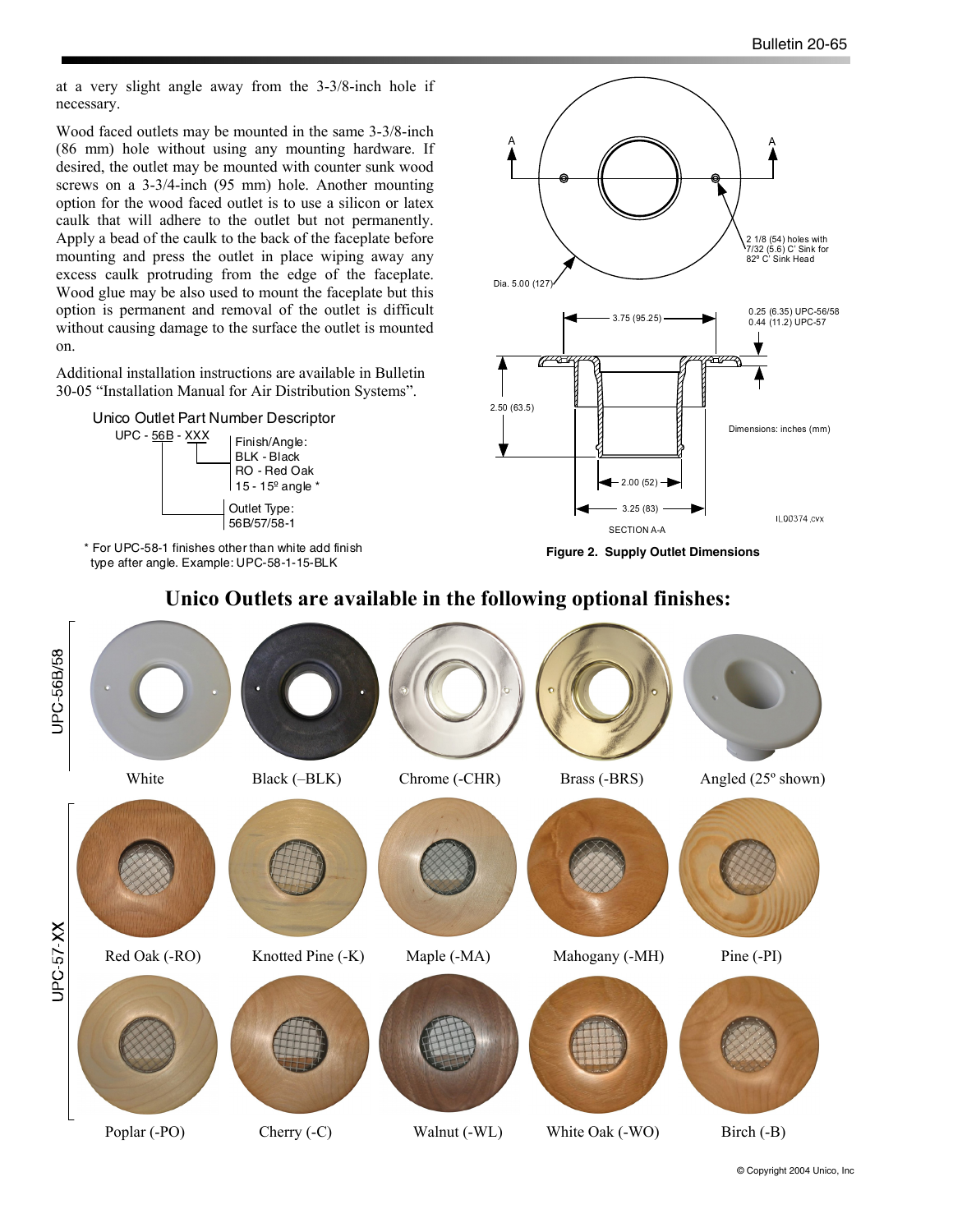at a very slight angle away from the 3-3/8-inch hole if necessary.

Wood faced outlets may be mounted in the same 3-3/8-inch (86 mm) hole without using any mounting hardware. If desired, the outlet may be mounted with counter sunk wood screws on a 3-3/4-inch (95 mm) hole. Another mounting option for the wood faced outlet is to use a silicon or latex caulk that will adhere to the outlet but not permanently. Apply a bead of the caulk to the back of the faceplate before mounting and press the outlet in place wiping away any excess caulk protruding from the edge of the faceplate. Wood glue may be also used to mount the faceplate but this option is permanent and removal of the outlet is difficult without causing damage to the surface the outlet is mounted on.

Additional installation instructions are available in Bulletin 30-05 “Installation Manual for Air Distribution Systems”.

Unico Outlet Part Number Descriptor

UPC - 56B - XXX

Finish/Angle:
BLK - Black
RO - Red Oak
15 - 15º angle *

Outlet Type:
56B/57/58-1

\* For UPC-58-1 finishes other than white add finish type after angle. Example: UPC-58-1-15-BLK

A
A
2 1/8 (54) holes with 7/32 (5.6) C' Sink for 82º C' Sink Head
Dia. 5.00 (127)
3.75 (95.25)
0.25 (6.35) UPC-56/58
0.44 (11.2) UPC-57
2.50 (63.5)
Dimensions: inches (mm)
2.00 (52)
3.25 (83)
SECTION A-A
IL00374.cvx

**Figure 2. Supply Outlet Dimensions**

## Unico Outlets are available in the following optional finishes:

UPC-56B/58

White
Black (–BLK)
Chrome (-CHR)
Brass (-BRS)
Angled (25º shown)

UPC-57-XX

Red Oak (-RO)
Knotted Pine (-K)
Maple (-MA)
Mahogany (-MH)
Pine (-PI)

Poplar (-PO)
Cherry (-C)
Walnut (-WL)
White Oak (-WO)
Birch (-B)

© Copyright 2004 Unico, Inc